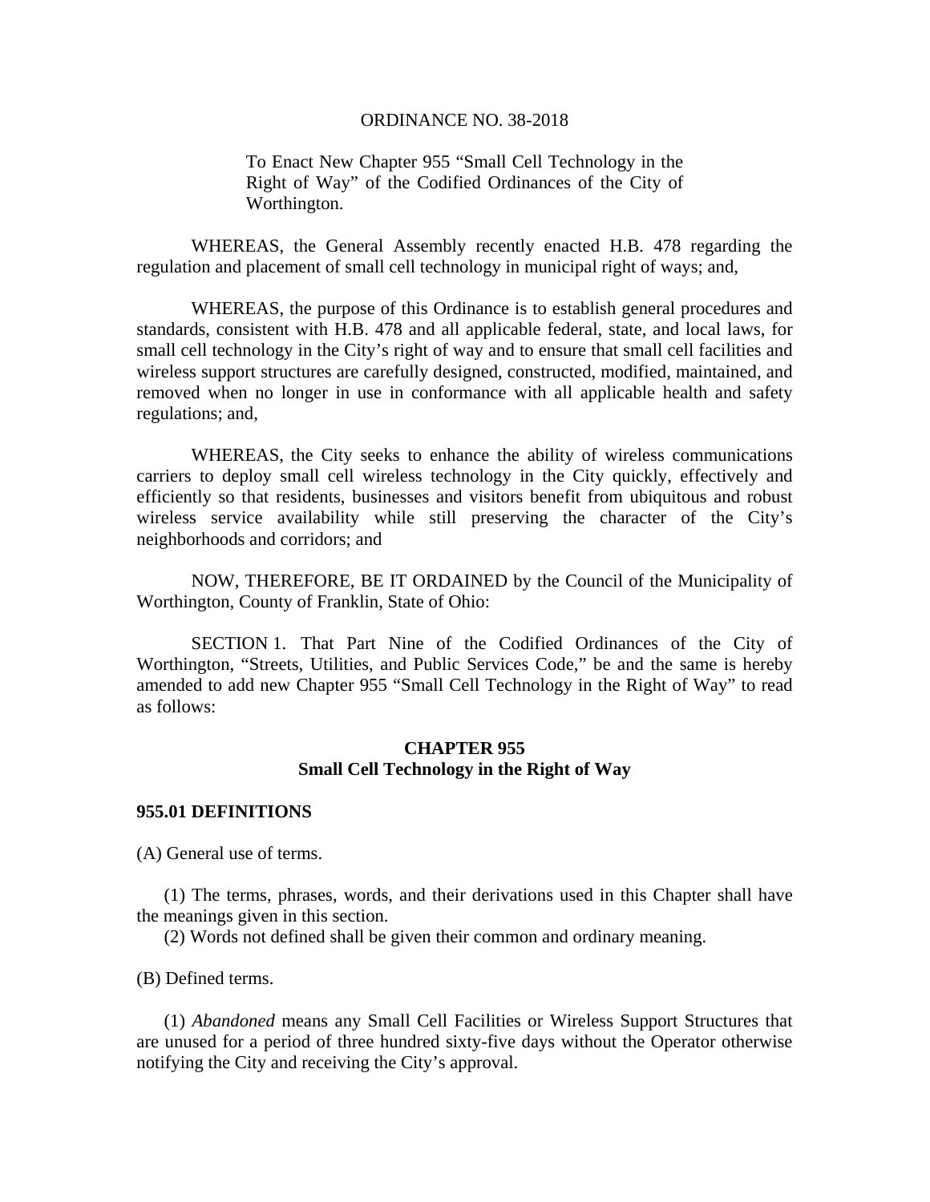# ORDINANCE NO. 38-2018

To Enact New Chapter 955 "Small Cell Technology in the Right of Way" of the Codified Ordinances of the City of Worthington.

WHEREAS, the General Assembly recently enacted H.B. 478 regarding the regulation and placement of small cell technology in municipal right of ways; and,

WHEREAS, the purpose of this Ordinance is to establish general procedures and standards, consistent with H.B. 478 and all applicable federal, state, and local laws, for small cell technology in the City's right of way and to ensure that small cell facilities and wireless support structures are carefully designed, constructed, modified, maintained, and removed when no longer in use in conformance with all applicable health and safety regulations; and,

WHEREAS, the City seeks to enhance the ability of wireless communications carriers to deploy small cell wireless technology in the City quickly, effectively and efficiently so that residents, businesses and visitors benefit from ubiquitous and robust wireless service availability while still preserving the character of the City's neighborhoods and corridors; and

NOW, THEREFORE, BE IT ORDAINED by the Council of the Municipality of Worthington, County of Franklin, State of Ohio:

SECTION 1. That Part Nine of the Codified Ordinances of the City of Worthington, "Streets, Utilities, and Public Services Code," be and the same is hereby amended to add new Chapter 955 "Small Cell Technology in the Right of Way" to read as follows:

## CHAPTER 955
## Small Cell Technology in the Right of Way

### 955.01 DEFINITIONS

(A) General use of terms.

(1) The terms, phrases, words, and their derivations used in this Chapter shall have the meanings given in this section.

(2) Words not defined shall be given their common and ordinary meaning.

(B) Defined terms.

(1) *Abandoned* means any Small Cell Facilities or Wireless Support Structures that are unused for a period of three hundred sixty-five days without the Operator otherwise notifying the City and receiving the City's approval.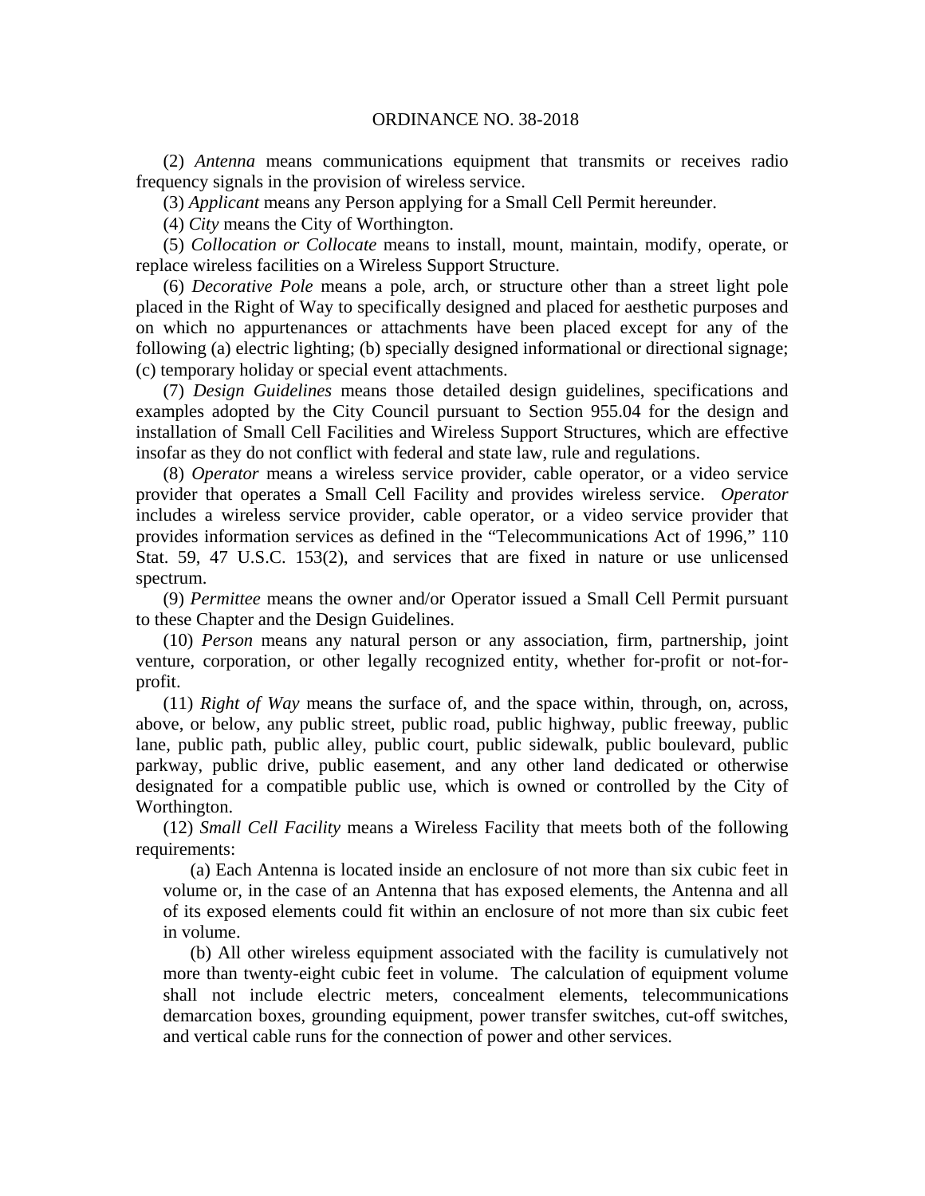(2) *Antenna* means communications equipment that transmits or receives radio frequency signals in the provision of wireless service.

(3) *Applicant* means any Person applying for a Small Cell Permit hereunder.

(4) *City* means the City of Worthington.

(5) *Collocation or Collocate* means to install, mount, maintain, modify, operate, or replace wireless facilities on a Wireless Support Structure.

(6) *Decorative Pole* means a pole, arch, or structure other than a street light pole placed in the Right of Way to specifically designed and placed for aesthetic purposes and on which no appurtenances or attachments have been placed except for any of the following (a) electric lighting; (b) specially designed informational or directional signage; (c) temporary holiday or special event attachments.

(7) *Design Guidelines* means those detailed design guidelines, specifications and examples adopted by the City Council pursuant to Section 955.04 for the design and installation of Small Cell Facilities and Wireless Support Structures, which are effective insofar as they do not conflict with federal and state law, rule and regulations.

(8) *Operator* means a wireless service provider, cable operator, or a video service provider that operates a Small Cell Facility and provides wireless service. *Operator* includes a wireless service provider, cable operator, or a video service provider that provides information services as defined in the "Telecommunications Act of 1996," 110 Stat. 59, 47 U.S.C. 153(2), and services that are fixed in nature or use unlicensed spectrum.

(9) *Permittee* means the owner and/or Operator issued a Small Cell Permit pursuant to these Chapter and the Design Guidelines.

(10) *Person* means any natural person or any association, firm, partnership, joint venture, corporation, or other legally recognized entity, whether for-profit or not-for-profit.

(11) *Right of Way* means the surface of, and the space within, through, on, across, above, or below, any public street, public road, public highway, public freeway, public lane, public path, public alley, public court, public sidewalk, public boulevard, public parkway, public drive, public easement, and any other land dedicated or otherwise designated for a compatible public use, which is owned or controlled by the City of Worthington.

(12) *Small Cell Facility* means a Wireless Facility that meets both of the following requirements:

(a) Each Antenna is located inside an enclosure of not more than six cubic feet in volume or, in the case of an Antenna that has exposed elements, the Antenna and all of its exposed elements could fit within an enclosure of not more than six cubic feet in volume.

(b) All other wireless equipment associated with the facility is cumulatively not more than twenty-eight cubic feet in volume. The calculation of equipment volume shall not include electric meters, concealment elements, telecommunications demarcation boxes, grounding equipment, power transfer switches, cut-off switches, and vertical cable runs for the connection of power and other services.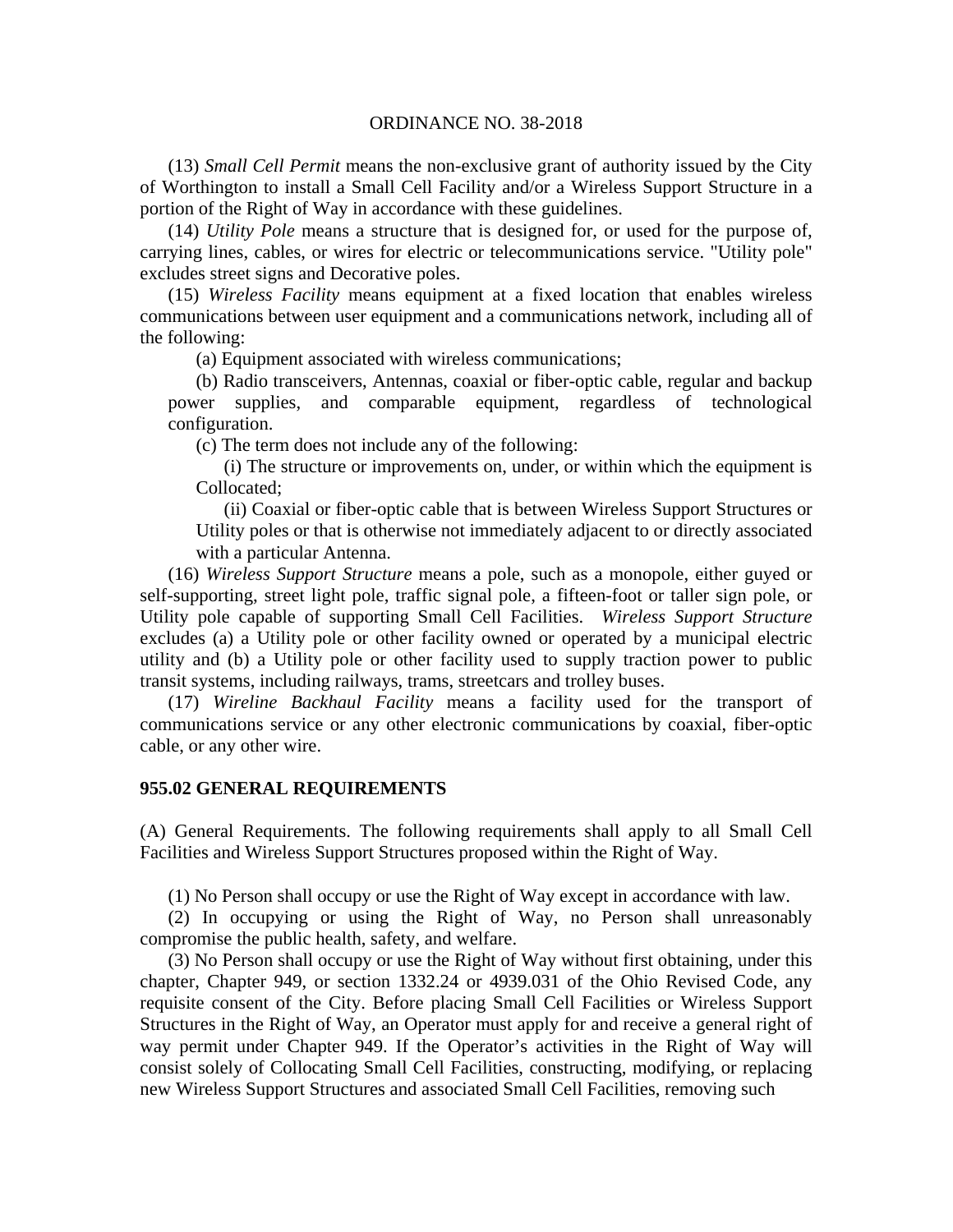(13) *Small Cell Permit* means the non-exclusive grant of authority issued by the City of Worthington to install a Small Cell Facility and/or a Wireless Support Structure in a portion of the Right of Way in accordance with these guidelines.

(14) *Utility Pole* means a structure that is designed for, or used for the purpose of, carrying lines, cables, or wires for electric or telecommunications service. "Utility pole" excludes street signs and Decorative poles.

(15) *Wireless Facility* means equipment at a fixed location that enables wireless communications between user equipment and a communications network, including all of the following:

(a) Equipment associated with wireless communications;

(b) Radio transceivers, Antennas, coaxial or fiber-optic cable, regular and backup power supplies, and comparable equipment, regardless of technological configuration.

(c) The term does not include any of the following:

(i) The structure or improvements on, under, or within which the equipment is Collocated;

(ii) Coaxial or fiber-optic cable that is between Wireless Support Structures or Utility poles or that is otherwise not immediately adjacent to or directly associated with a particular Antenna.

(16) *Wireless Support Structure* means a pole, such as a monopole, either guyed or self-supporting, street light pole, traffic signal pole, a fifteen-foot or taller sign pole, or Utility pole capable of supporting Small Cell Facilities. *Wireless Support Structure* excludes (a) a Utility pole or other facility owned or operated by a municipal electric utility and (b) a Utility pole or other facility used to supply traction power to public transit systems, including railways, trams, streetcars and trolley buses.

(17) *Wireline Backhaul Facility* means a facility used for the transport of communications service or any other electronic communications by coaxial, fiber-optic cable, or any other wire.

**955.02 GENERAL REQUIREMENTS**

(A) General Requirements. The following requirements shall apply to all Small Cell Facilities and Wireless Support Structures proposed within the Right of Way.

(1) No Person shall occupy or use the Right of Way except in accordance with law.

(2) In occupying or using the Right of Way, no Person shall unreasonably compromise the public health, safety, and welfare.

(3) No Person shall occupy or use the Right of Way without first obtaining, under this chapter, Chapter 949, or section 1332.24 or 4939.031 of the Ohio Revised Code, any requisite consent of the City. Before placing Small Cell Facilities or Wireless Support Structures in the Right of Way, an Operator must apply for and receive a general right of way permit under Chapter 949. If the Operator's activities in the Right of Way will consist solely of Collocating Small Cell Facilities, constructing, modifying, or replacing new Wireless Support Structures and associated Small Cell Facilities, removing such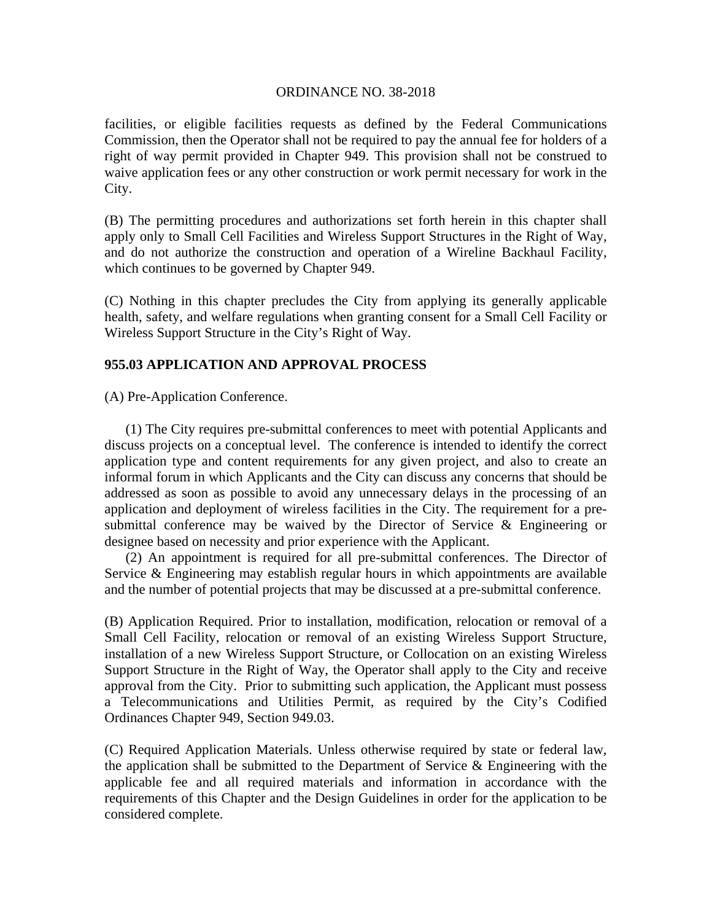facilities, or eligible facilities requests as defined by the Federal Communications Commission, then the Operator shall not be required to pay the annual fee for holders of a right of way permit provided in Chapter 949. This provision shall not be construed to waive application fees or any other construction or work permit necessary for work in the City.

(B) The permitting procedures and authorizations set forth herein in this chapter shall apply only to Small Cell Facilities and Wireless Support Structures in the Right of Way, and do not authorize the construction and operation of a Wireline Backhaul Facility, which continues to be governed by Chapter 949.

(C) Nothing in this chapter precludes the City from applying its generally applicable health, safety, and welfare regulations when granting consent for a Small Cell Facility or Wireless Support Structure in the City's Right of Way.

## 955.03 APPLICATION AND APPROVAL PROCESS

(A) Pre-Application Conference.

(1) The City requires pre-submittal conferences to meet with potential Applicants and discuss projects on a conceptual level. The conference is intended to identify the correct application type and content requirements for any given project, and also to create an informal forum in which Applicants and the City can discuss any concerns that should be addressed as soon as possible to avoid any unnecessary delays in the processing of an application and deployment of wireless facilities in the City. The requirement for a pre-submittal conference may be waived by the Director of Service & Engineering or designee based on necessity and prior experience with the Applicant.

(2) An appointment is required for all pre-submittal conferences. The Director of Service & Engineering may establish regular hours in which appointments are available and the number of potential projects that may be discussed at a pre-submittal conference.

(B) Application Required. Prior to installation, modification, relocation or removal of a Small Cell Facility, relocation or removal of an existing Wireless Support Structure, installation of a new Wireless Support Structure, or Collocation on an existing Wireless Support Structure in the Right of Way, the Operator shall apply to the City and receive approval from the City. Prior to submitting such application, the Applicant must possess a Telecommunications and Utilities Permit, as required by the City's Codified Ordinances Chapter 949, Section 949.03.

(C) Required Application Materials. Unless otherwise required by state or federal law, the application shall be submitted to the Department of Service & Engineering with the applicable fee and all required materials and information in accordance with the requirements of this Chapter and the Design Guidelines in order for the application to be considered complete.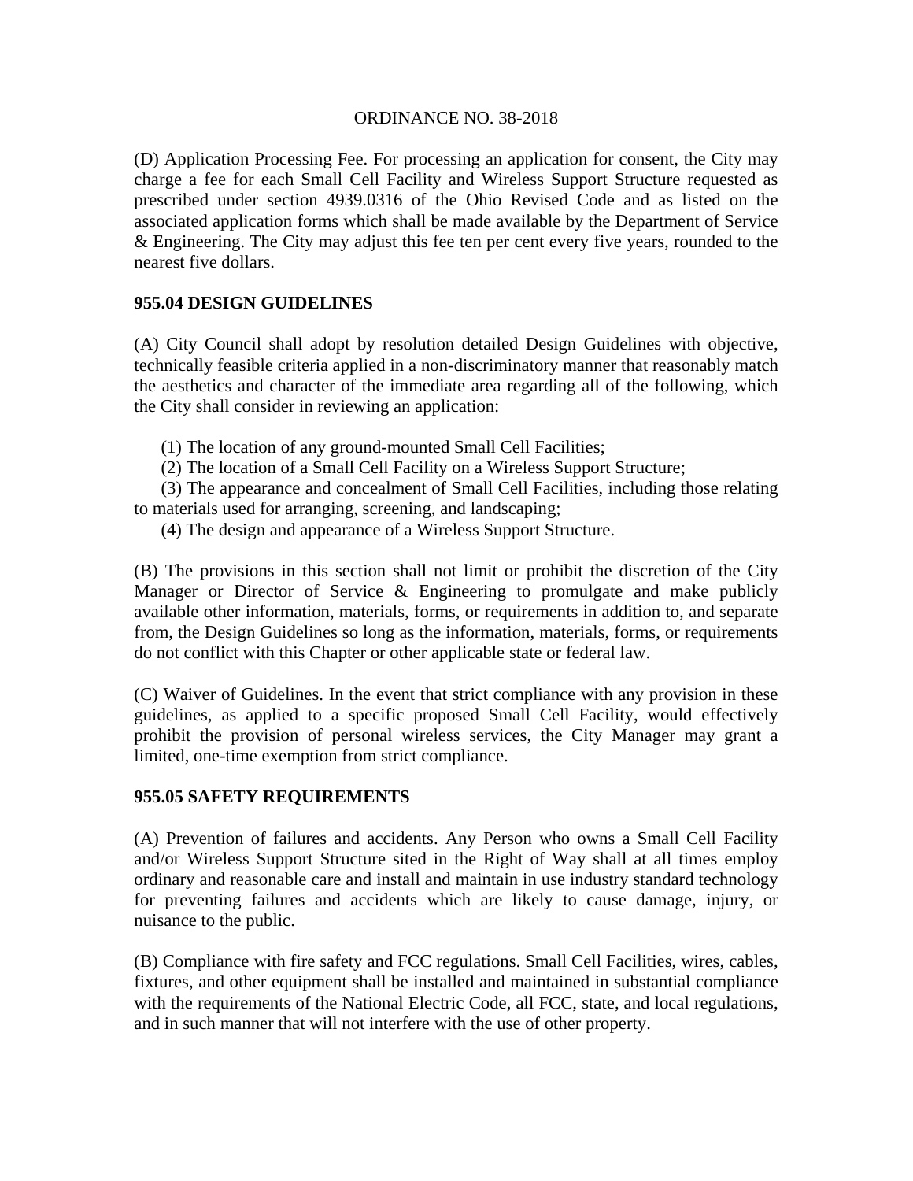(D) Application Processing Fee. For processing an application for consent, the City may charge a fee for each Small Cell Facility and Wireless Support Structure requested as prescribed under section 4939.0316 of the Ohio Revised Code and as listed on the associated application forms which shall be made available by the Department of Service & Engineering. The City may adjust this fee ten per cent every five years, rounded to the nearest five dollars.

## 955.04 DESIGN GUIDELINES

(A) City Council shall adopt by resolution detailed Design Guidelines with objective, technically feasible criteria applied in a non-discriminatory manner that reasonably match the aesthetics and character of the immediate area regarding all of the following, which the City shall consider in reviewing an application:

(1) The location of any ground-mounted Small Cell Facilities;
(2) The location of a Small Cell Facility on a Wireless Support Structure;
(3) The appearance and concealment of Small Cell Facilities, including those relating to materials used for arranging, screening, and landscaping;
(4) The design and appearance of a Wireless Support Structure.

(B) The provisions in this section shall not limit or prohibit the discretion of the City Manager or Director of Service & Engineering to promulgate and make publicly available other information, materials, forms, or requirements in addition to, and separate from, the Design Guidelines so long as the information, materials, forms, or requirements do not conflict with this Chapter or other applicable state or federal law.

(C) Waiver of Guidelines. In the event that strict compliance with any provision in these guidelines, as applied to a specific proposed Small Cell Facility, would effectively prohibit the provision of personal wireless services, the City Manager may grant a limited, one-time exemption from strict compliance.

## 955.05 SAFETY REQUIREMENTS

(A) Prevention of failures and accidents. Any Person who owns a Small Cell Facility and/or Wireless Support Structure sited in the Right of Way shall at all times employ ordinary and reasonable care and install and maintain in use industry standard technology for preventing failures and accidents which are likely to cause damage, injury, or nuisance to the public.

(B) Compliance with fire safety and FCC regulations. Small Cell Facilities, wires, cables, fixtures, and other equipment shall be installed and maintained in substantial compliance with the requirements of the National Electric Code, all FCC, state, and local regulations, and in such manner that will not interfere with the use of other property.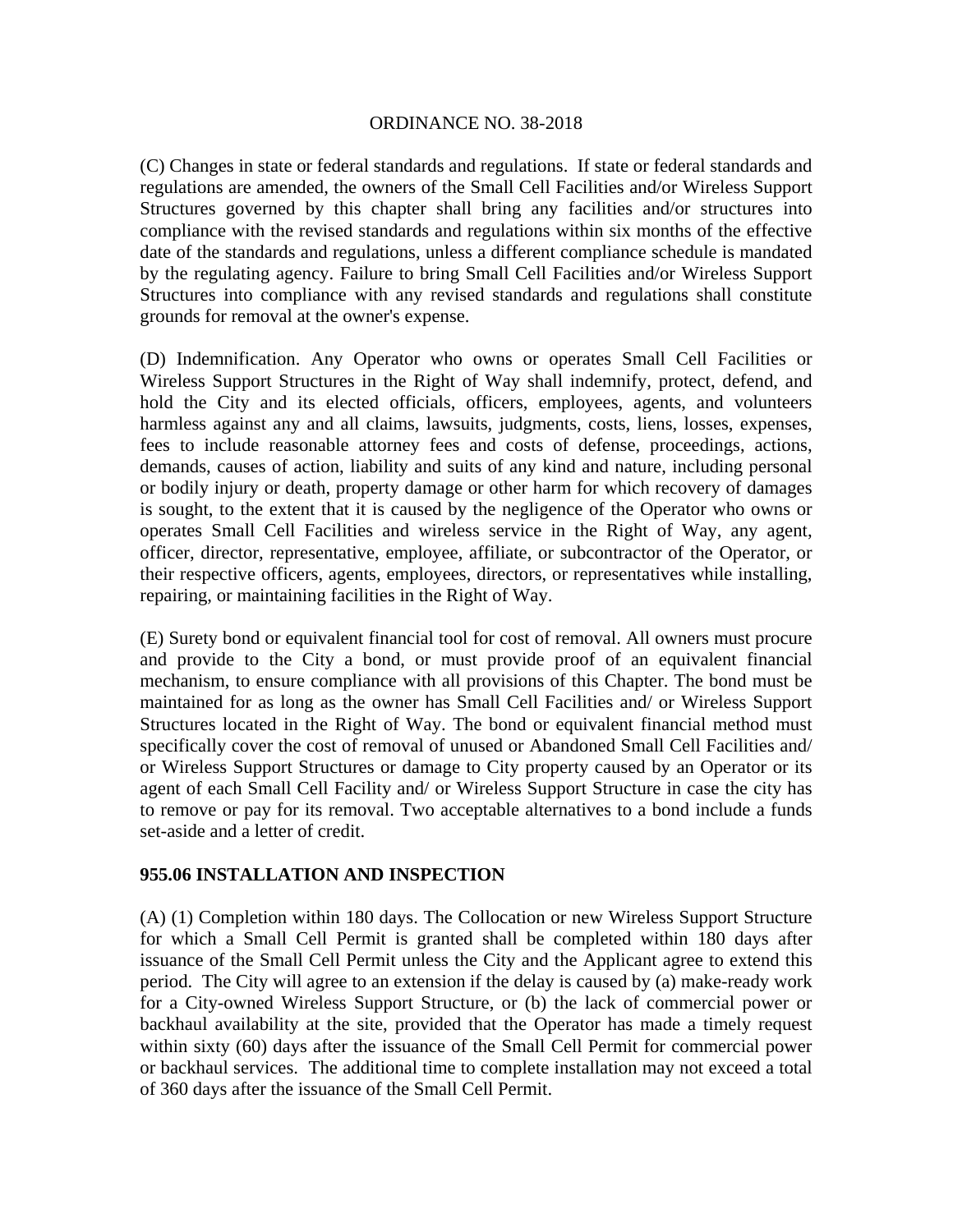(C) Changes in state or federal standards and regulations. If state or federal standards and regulations are amended, the owners of the Small Cell Facilities and/or Wireless Support Structures governed by this chapter shall bring any facilities and/or structures into compliance with the revised standards and regulations within six months of the effective date of the standards and regulations, unless a different compliance schedule is mandated by the regulating agency. Failure to bring Small Cell Facilities and/or Wireless Support Structures into compliance with any revised standards and regulations shall constitute grounds for removal at the owner's expense.

(D) Indemnification. Any Operator who owns or operates Small Cell Facilities or Wireless Support Structures in the Right of Way shall indemnify, protect, defend, and hold the City and its elected officials, officers, employees, agents, and volunteers harmless against any and all claims, lawsuits, judgments, costs, liens, losses, expenses, fees to include reasonable attorney fees and costs of defense, proceedings, actions, demands, causes of action, liability and suits of any kind and nature, including personal or bodily injury or death, property damage or other harm for which recovery of damages is sought, to the extent that it is caused by the negligence of the Operator who owns or operates Small Cell Facilities and wireless service in the Right of Way, any agent, officer, director, representative, employee, affiliate, or subcontractor of the Operator, or their respective officers, agents, employees, directors, or representatives while installing, repairing, or maintaining facilities in the Right of Way.

(E) Surety bond or equivalent financial tool for cost of removal. All owners must procure and provide to the City a bond, or must provide proof of an equivalent financial mechanism, to ensure compliance with all provisions of this Chapter. The bond must be maintained for as long as the owner has Small Cell Facilities and/ or Wireless Support Structures located in the Right of Way. The bond or equivalent financial method must specifically cover the cost of removal of unused or Abandoned Small Cell Facilities and/ or Wireless Support Structures or damage to City property caused by an Operator or its agent of each Small Cell Facility and/ or Wireless Support Structure in case the city has to remove or pay for its removal. Two acceptable alternatives to a bond include a funds set-aside and a letter of credit.

**955.06 INSTALLATION AND INSPECTION**

(A) (1) Completion within 180 days. The Collocation or new Wireless Support Structure for which a Small Cell Permit is granted shall be completed within 180 days after issuance of the Small Cell Permit unless the City and the Applicant agree to extend this period. The City will agree to an extension if the delay is caused by (a) make-ready work for a City-owned Wireless Support Structure, or (b) the lack of commercial power or backhaul availability at the site, provided that the Operator has made a timely request within sixty (60) days after the issuance of the Small Cell Permit for commercial power or backhaul services. The additional time to complete installation may not exceed a total of 360 days after the issuance of the Small Cell Permit.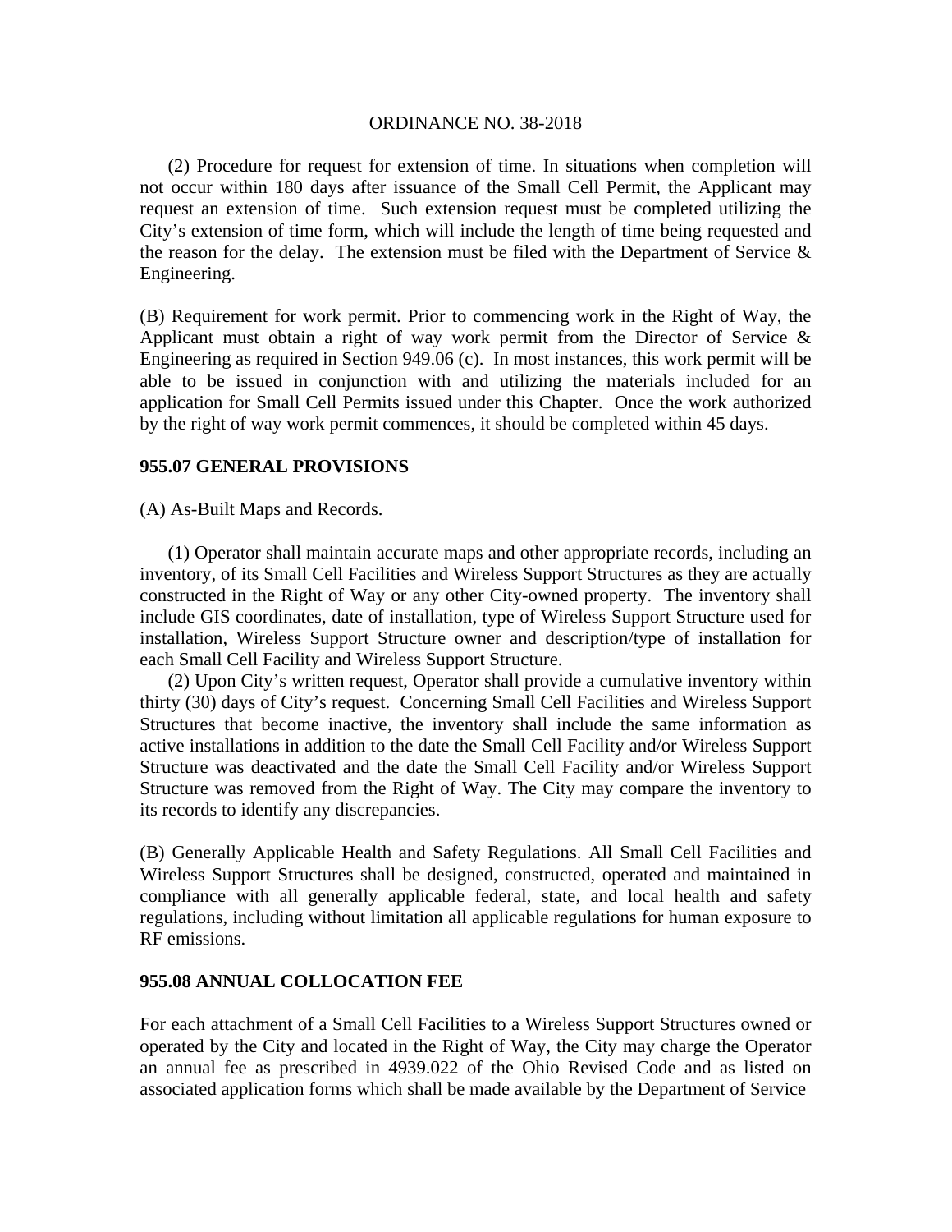(2) Procedure for request for extension of time. In situations when completion will not occur within 180 days after issuance of the Small Cell Permit, the Applicant may request an extension of time. Such extension request must be completed utilizing the City's extension of time form, which will include the length of time being requested and the reason for the delay. The extension must be filed with the Department of Service & Engineering.

(B) Requirement for work permit. Prior to commencing work in the Right of Way, the Applicant must obtain a right of way work permit from the Director of Service & Engineering as required in Section 949.06 (c). In most instances, this work permit will be able to be issued in conjunction with and utilizing the materials included for an application for Small Cell Permits issued under this Chapter. Once the work authorized by the right of way work permit commences, it should be completed within 45 days.

**955.07 GENERAL PROVISIONS**

(A) As-Built Maps and Records.

(1) Operator shall maintain accurate maps and other appropriate records, including an inventory, of its Small Cell Facilities and Wireless Support Structures as they are actually constructed in the Right of Way or any other City-owned property. The inventory shall include GIS coordinates, date of installation, type of Wireless Support Structure used for installation, Wireless Support Structure owner and description/type of installation for each Small Cell Facility and Wireless Support Structure.

(2) Upon City's written request, Operator shall provide a cumulative inventory within thirty (30) days of City's request. Concerning Small Cell Facilities and Wireless Support Structures that become inactive, the inventory shall include the same information as active installations in addition to the date the Small Cell Facility and/or Wireless Support Structure was deactivated and the date the Small Cell Facility and/or Wireless Support Structure was removed from the Right of Way. The City may compare the inventory to its records to identify any discrepancies.

(B) Generally Applicable Health and Safety Regulations. All Small Cell Facilities and Wireless Support Structures shall be designed, constructed, operated and maintained in compliance with all generally applicable federal, state, and local health and safety regulations, including without limitation all applicable regulations for human exposure to RF emissions.

**955.08 ANNUAL COLLOCATION FEE**

For each attachment of a Small Cell Facilities to a Wireless Support Structures owned or operated by the City and located in the Right of Way, the City may charge the Operator an annual fee as prescribed in 4939.022 of the Ohio Revised Code and as listed on associated application forms which shall be made available by the Department of Service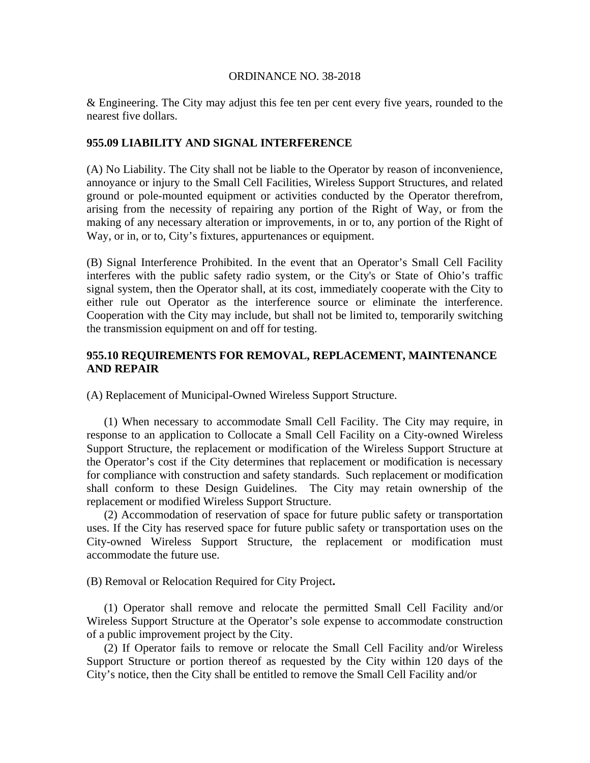& Engineering. The City may adjust this fee ten per cent every five years, rounded to the nearest five dollars.

**955.09 LIABILITY AND SIGNAL INTERFERENCE**

(A) No Liability. The City shall not be liable to the Operator by reason of inconvenience, annoyance or injury to the Small Cell Facilities, Wireless Support Structures, and related ground or pole-mounted equipment or activities conducted by the Operator therefrom, arising from the necessity of repairing any portion of the Right of Way, or from the making of any necessary alteration or improvements, in or to, any portion of the Right of Way, or in, or to, City's fixtures, appurtenances or equipment.

(B) Signal Interference Prohibited. In the event that an Operator's Small Cell Facility interferes with the public safety radio system, or the City's or State of Ohio's traffic signal system, then the Operator shall, at its cost, immediately cooperate with the City to either rule out Operator as the interference source or eliminate the interference. Cooperation with the City may include, but shall not be limited to, temporarily switching the transmission equipment on and off for testing.

**955.10 REQUIREMENTS FOR REMOVAL, REPLACEMENT, MAINTENANCE AND REPAIR**

(A) Replacement of Municipal-Owned Wireless Support Structure.

(1) When necessary to accommodate Small Cell Facility. The City may require, in response to an application to Collocate a Small Cell Facility on a City-owned Wireless Support Structure, the replacement or modification of the Wireless Support Structure at the Operator's cost if the City determines that replacement or modification is necessary for compliance with construction and safety standards. Such replacement or modification shall conform to these Design Guidelines. The City may retain ownership of the replacement or modified Wireless Support Structure.

(2) Accommodation of reservation of space for future public safety or transportation uses. If the City has reserved space for future public safety or transportation uses on the City-owned Wireless Support Structure, the replacement or modification must accommodate the future use.

(B) Removal or Relocation Required for City Project**.**

(1) Operator shall remove and relocate the permitted Small Cell Facility and/or Wireless Support Structure at the Operator's sole expense to accommodate construction of a public improvement project by the City.

(2) If Operator fails to remove or relocate the Small Cell Facility and/or Wireless Support Structure or portion thereof as requested by the City within 120 days of the City's notice, then the City shall be entitled to remove the Small Cell Facility and/or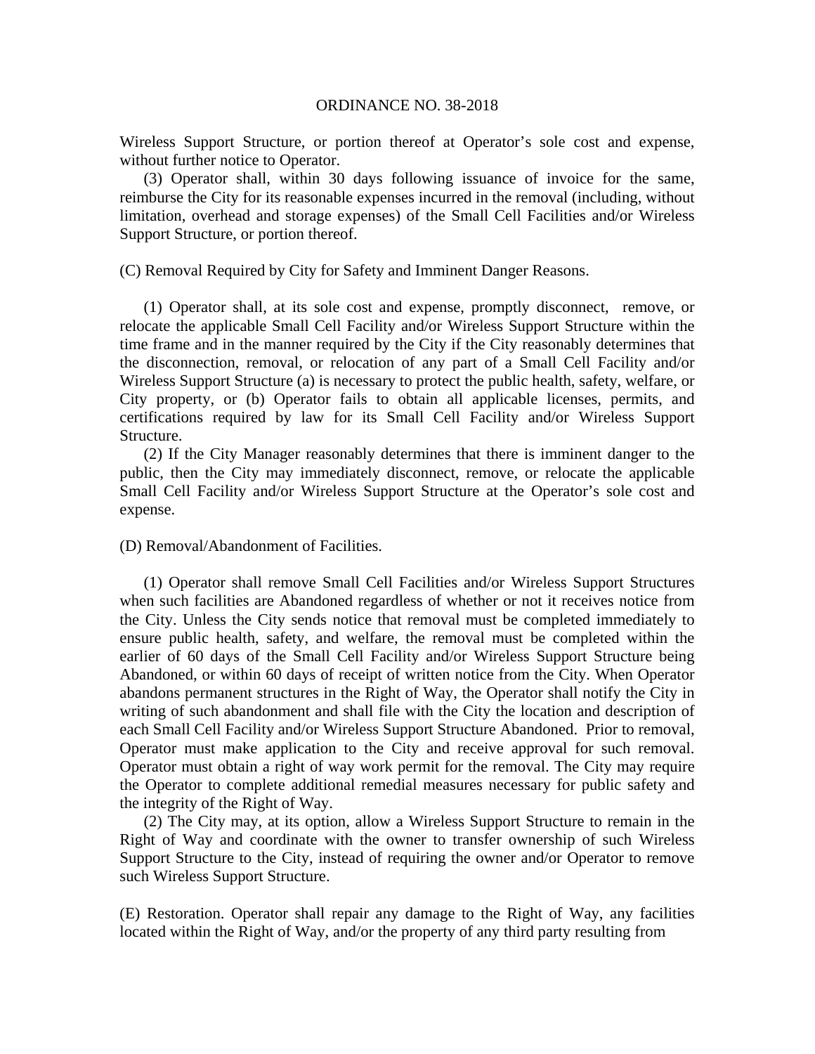Wireless Support Structure, or portion thereof at Operator's sole cost and expense, without further notice to Operator.

(3) Operator shall, within 30 days following issuance of invoice for the same, reimburse the City for its reasonable expenses incurred in the removal (including, without limitation, overhead and storage expenses) of the Small Cell Facilities and/or Wireless Support Structure, or portion thereof.

(C) Removal Required by City for Safety and Imminent Danger Reasons.

(1) Operator shall, at its sole cost and expense, promptly disconnect, remove, or relocate the applicable Small Cell Facility and/or Wireless Support Structure within the time frame and in the manner required by the City if the City reasonably determines that the disconnection, removal, or relocation of any part of a Small Cell Facility and/or Wireless Support Structure (a) is necessary to protect the public health, safety, welfare, or City property, or (b) Operator fails to obtain all applicable licenses, permits, and certifications required by law for its Small Cell Facility and/or Wireless Support Structure.

(2) If the City Manager reasonably determines that there is imminent danger to the public, then the City may immediately disconnect, remove, or relocate the applicable Small Cell Facility and/or Wireless Support Structure at the Operator's sole cost and expense.

(D) Removal/Abandonment of Facilities.

(1) Operator shall remove Small Cell Facilities and/or Wireless Support Structures when such facilities are Abandoned regardless of whether or not it receives notice from the City. Unless the City sends notice that removal must be completed immediately to ensure public health, safety, and welfare, the removal must be completed within the earlier of 60 days of the Small Cell Facility and/or Wireless Support Structure being Abandoned, or within 60 days of receipt of written notice from the City. When Operator abandons permanent structures in the Right of Way, the Operator shall notify the City in writing of such abandonment and shall file with the City the location and description of each Small Cell Facility and/or Wireless Support Structure Abandoned. Prior to removal, Operator must make application to the City and receive approval for such removal. Operator must obtain a right of way work permit for the removal. The City may require the Operator to complete additional remedial measures necessary for public safety and the integrity of the Right of Way.

(2) The City may, at its option, allow a Wireless Support Structure to remain in the Right of Way and coordinate with the owner to transfer ownership of such Wireless Support Structure to the City, instead of requiring the owner and/or Operator to remove such Wireless Support Structure.

(E) Restoration. Operator shall repair any damage to the Right of Way, any facilities located within the Right of Way, and/or the property of any third party resulting from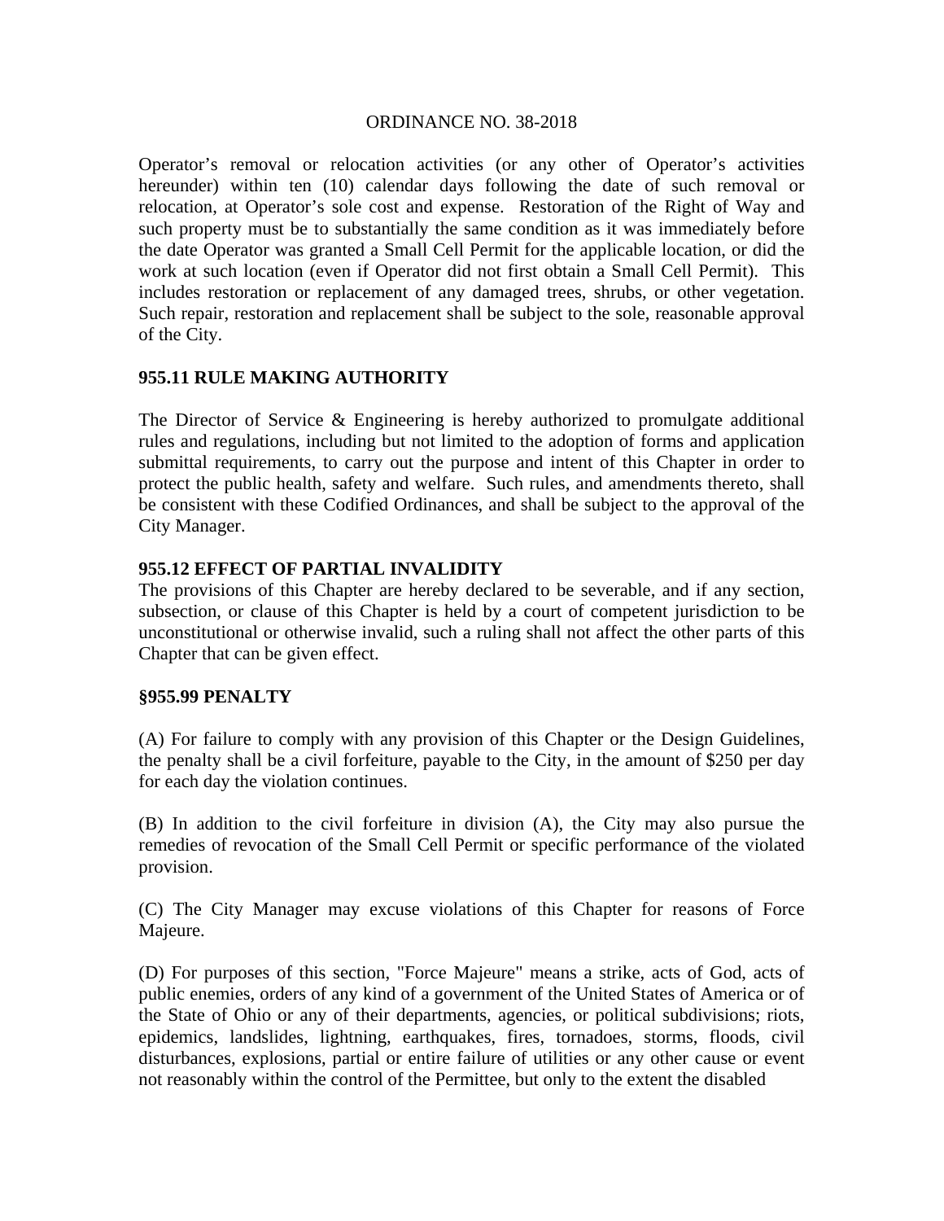Operator's removal or relocation activities (or any other of Operator's activities hereunder) within ten (10) calendar days following the date of such removal or relocation, at Operator's sole cost and expense. Restoration of the Right of Way and such property must be to substantially the same condition as it was immediately before the date Operator was granted a Small Cell Permit for the applicable location, or did the work at such location (even if Operator did not first obtain a Small Cell Permit). This includes restoration or replacement of any damaged trees, shrubs, or other vegetation. Such repair, restoration and replacement shall be subject to the sole, reasonable approval of the City.

**955.11 RULE MAKING AUTHORITY**

The Director of Service & Engineering is hereby authorized to promulgate additional rules and regulations, including but not limited to the adoption of forms and application submittal requirements, to carry out the purpose and intent of this Chapter in order to protect the public health, safety and welfare. Such rules, and amendments thereto, shall be consistent with these Codified Ordinances, and shall be subject to the approval of the City Manager.

**955.12 EFFECT OF PARTIAL INVALIDITY**

The provisions of this Chapter are hereby declared to be severable, and if any section, subsection, or clause of this Chapter is held by a court of competent jurisdiction to be unconstitutional or otherwise invalid, such a ruling shall not affect the other parts of this Chapter that can be given effect.

**§955.99 PENALTY**

(A) For failure to comply with any provision of this Chapter or the Design Guidelines, the penalty shall be a civil forfeiture, payable to the City, in the amount of $250 per day for each day the violation continues.

(B) In addition to the civil forfeiture in division (A), the City may also pursue the remedies of revocation of the Small Cell Permit or specific performance of the violated provision.

(C) The City Manager may excuse violations of this Chapter for reasons of Force Majeure.

(D) For purposes of this section, "Force Majeure" means a strike, acts of God, acts of public enemies, orders of any kind of a government of the United States of America or of the State of Ohio or any of their departments, agencies, or political subdivisions; riots, epidemics, landslides, lightning, earthquakes, fires, tornadoes, storms, floods, civil disturbances, explosions, partial or entire failure of utilities or any other cause or event not reasonably within the control of the Permittee, but only to the extent the disabled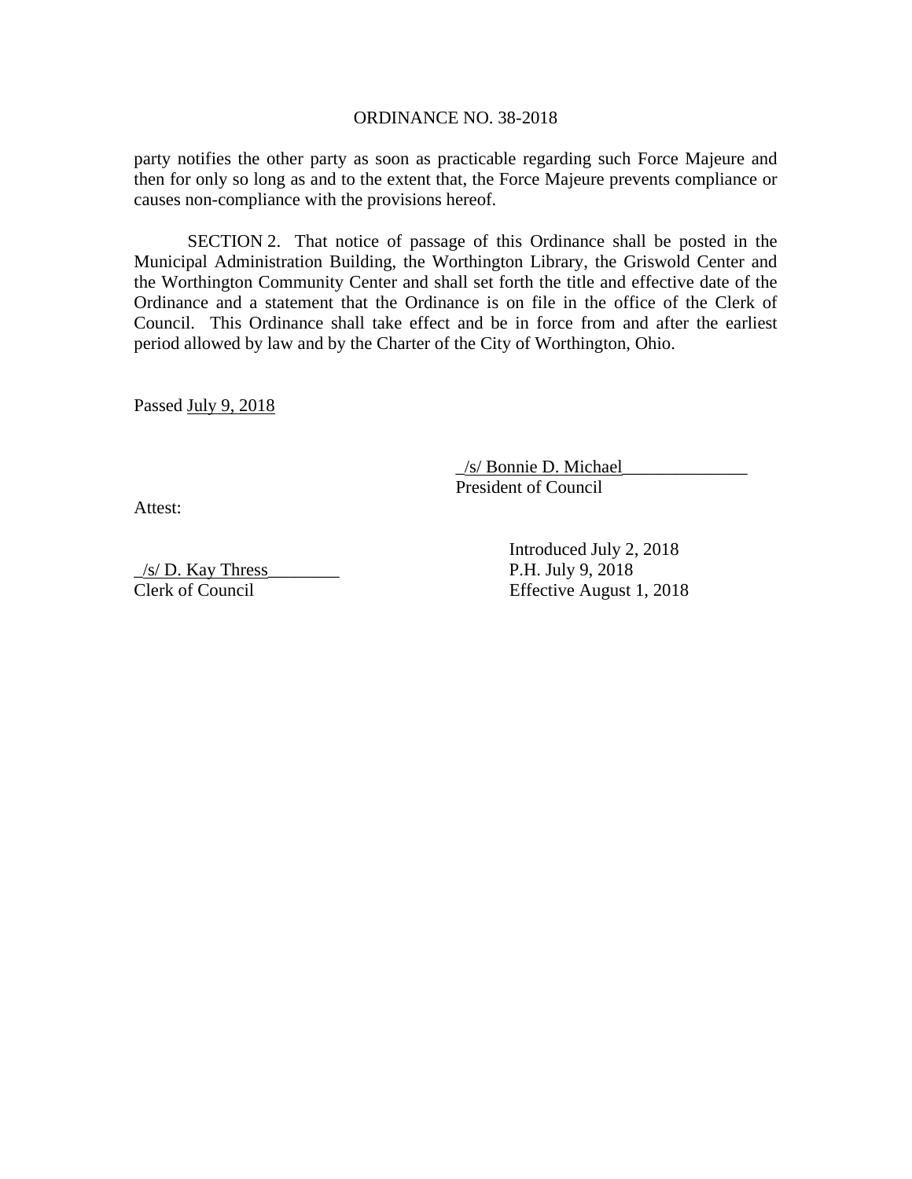party notifies the other party as soon as practicable regarding such Force Majeure and then for only so long as and to the extent that, the Force Majeure prevents compliance or causes non-compliance with the provisions hereof.

SECTION 2. That notice of passage of this Ordinance shall be posted in the Municipal Administration Building, the Worthington Library, the Griswold Center and the Worthington Community Center and shall set forth the title and effective date of the Ordinance and a statement that the Ordinance is on file in the office of the Clerk of Council. This Ordinance shall take effect and be in force from and after the earliest period allowed by law and by the Charter of the City of Worthington, Ohio.

Passed July 9, 2018

_/s/ Bonnie D. Michael______________
President of Council

Attest:

_/s/ D. Kay Thress________
Clerk of Council

Introduced July 2, 2018
P.H. July 9, 2018
Effective August 1, 2018